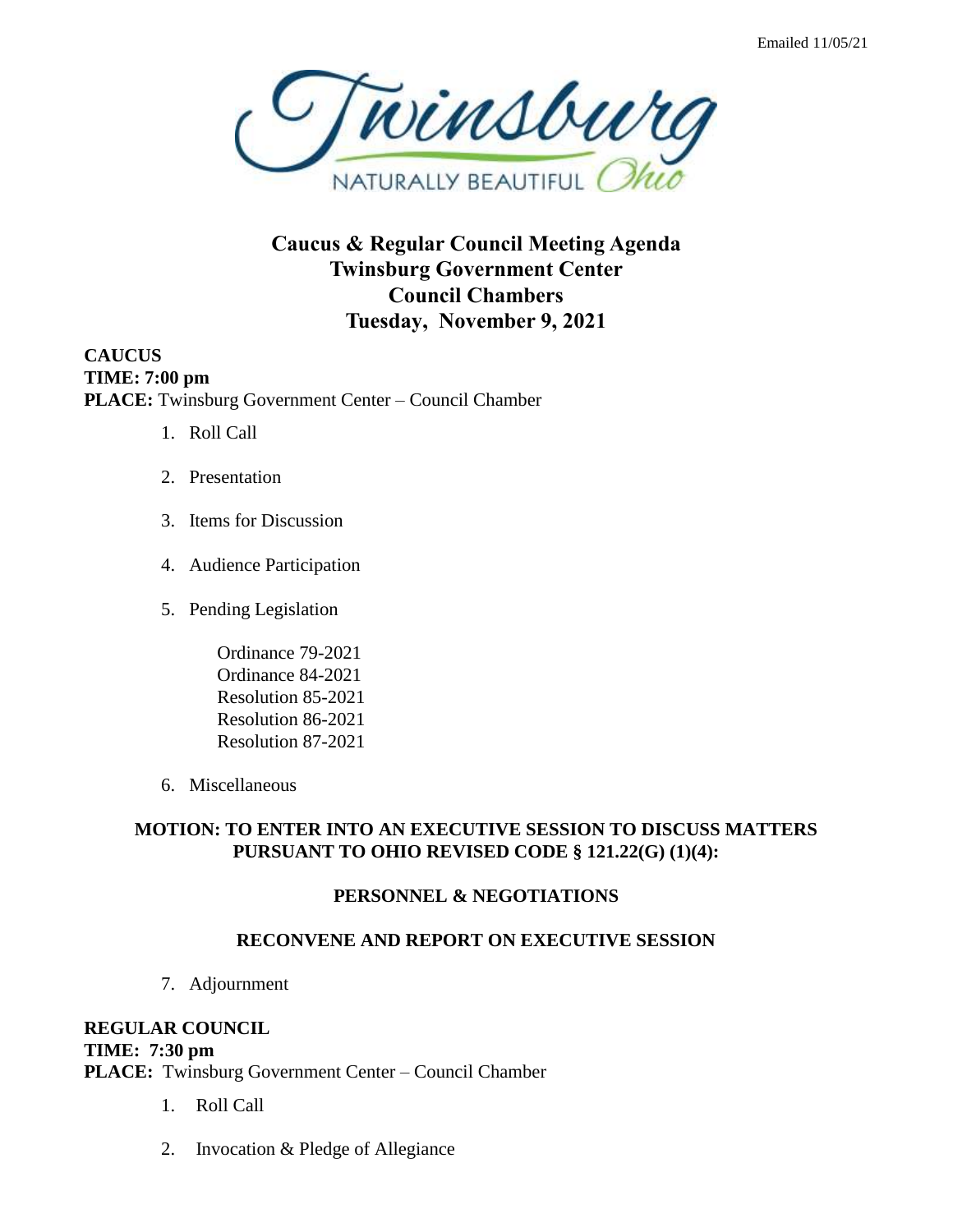Emailed 11/05/21

Twinsburg
NATURALLY BEAUTIFUL Ohio

# Caucus & Regular Council Meeting Agenda
# Twinsburg Government Center
# Council Chambers
# Tuesday, November 9, 2021

**CAUCUS**
**TIME: 7:00 pm**
**PLACE:** Twinsburg Government Center – Council Chamber

1. Roll Call

2. Presentation

3. Items for Discussion

4. Audience Participation

5. Pending Legislation

   Ordinance 79-2021
   Ordinance 84-2021
   Resolution 85-2021
   Resolution 86-2021
   Resolution 87-2021

6. Miscellaneous

**MOTION: TO ENTER INTO AN EXECUTIVE SESSION TO DISCUSS MATTERS PURSUANT TO OHIO REVISED CODE § 121.22(G) (1)(4):**

**PERSONNEL & NEGOTIATIONS**

**RECONVENE AND REPORT ON EXECUTIVE SESSION**

7. Adjournment

**REGULAR COUNCIL**
**TIME: 7:30 pm**
**PLACE:** Twinsburg Government Center – Council Chamber

1. Roll Call

2. Invocation & Pledge of Allegiance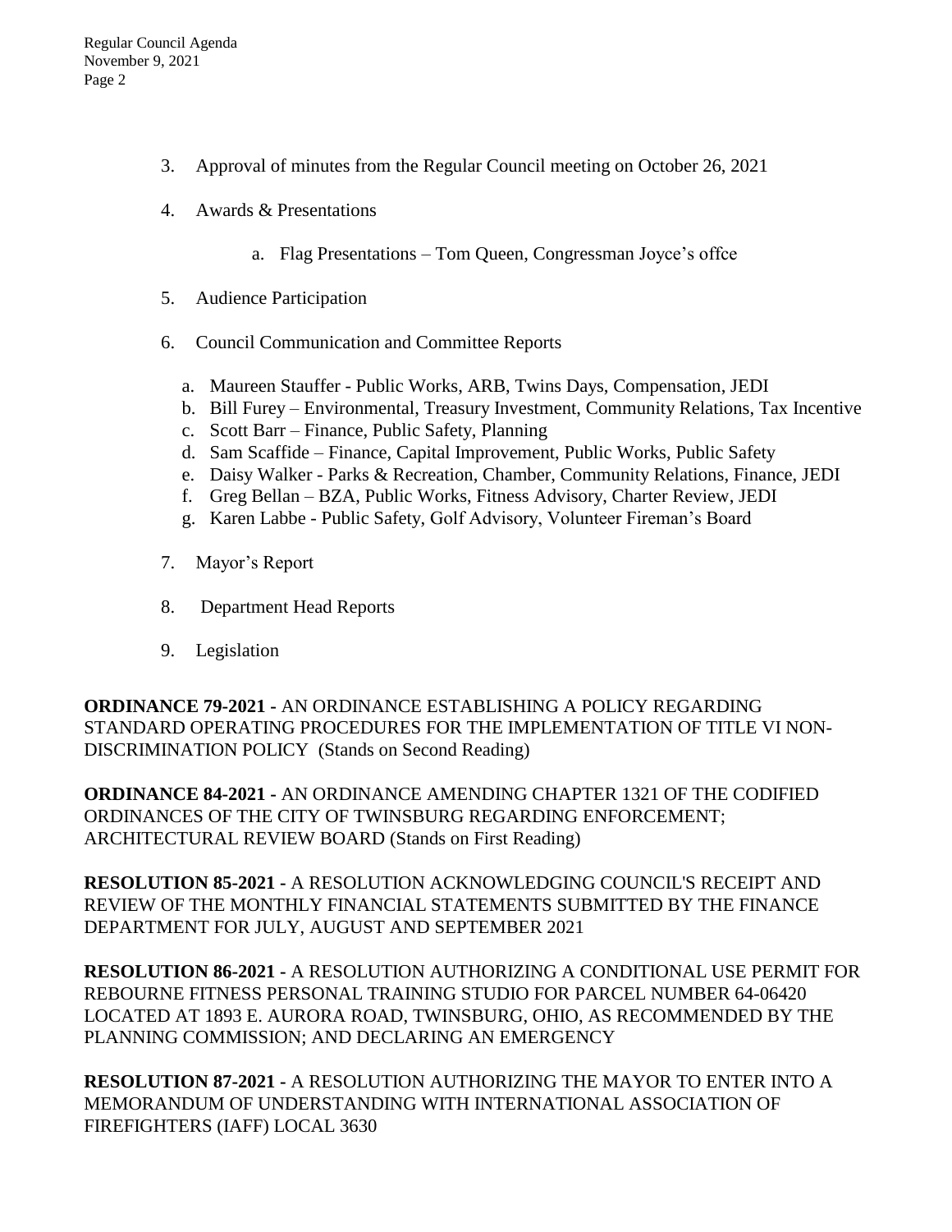3. Approval of minutes from the Regular Council meeting on October 26, 2021

4. Awards & Presentations

    a. Flag Presentations – Tom Queen, Congressman Joyce's offce

5. Audience Participation

6. Council Communication and Committee Reports

    a. Maureen Stauffer - Public Works, ARB, Twins Days, Compensation, JEDI
    b. Bill Furey – Environmental, Treasury Investment, Community Relations, Tax Incentive
    c. Scott Barr – Finance, Public Safety, Planning
    d. Sam Scaffide – Finance, Capital Improvement, Public Works, Public Safety
    e. Daisy Walker - Parks & Recreation, Chamber, Community Relations, Finance, JEDI
    f. Greg Bellan – BZA, Public Works, Fitness Advisory, Charter Review, JEDI
    g. Karen Labbe - Public Safety, Golf Advisory, Volunteer Fireman's Board

7. Mayor's Report

8. Department Head Reports

9. Legislation

**ORDINANCE 79-2021 -** AN ORDINANCE ESTABLISHING A POLICY REGARDING STANDARD OPERATING PROCEDURES FOR THE IMPLEMENTATION OF TITLE VI NON-DISCRIMINATION POLICY (Stands on Second Reading)

**ORDINANCE 84-2021 -** AN ORDINANCE AMENDING CHAPTER 1321 OF THE CODIFIED ORDINANCES OF THE CITY OF TWINSBURG REGARDING ENFORCEMENT; ARCHITECTURAL REVIEW BOARD (Stands on First Reading)

**RESOLUTION 85-2021 -** A RESOLUTION ACKNOWLEDGING COUNCIL'S RECEIPT AND REVIEW OF THE MONTHLY FINANCIAL STATEMENTS SUBMITTED BY THE FINANCE DEPARTMENT FOR JULY, AUGUST AND SEPTEMBER 2021

**RESOLUTION 86-2021 -** A RESOLUTION AUTHORIZING A CONDITIONAL USE PERMIT FOR REBOURNE FITNESS PERSONAL TRAINING STUDIO FOR PARCEL NUMBER 64-06420 LOCATED AT 1893 E. AURORA ROAD, TWINSBURG, OHIO, AS RECOMMENDED BY THE PLANNING COMMISSION; AND DECLARING AN EMERGENCY

**RESOLUTION 87-2021 -** A RESOLUTION AUTHORIZING THE MAYOR TO ENTER INTO A MEMORANDUM OF UNDERSTANDING WITH INTERNATIONAL ASSOCIATION OF FIREFIGHTERS (IAFF) LOCAL 3630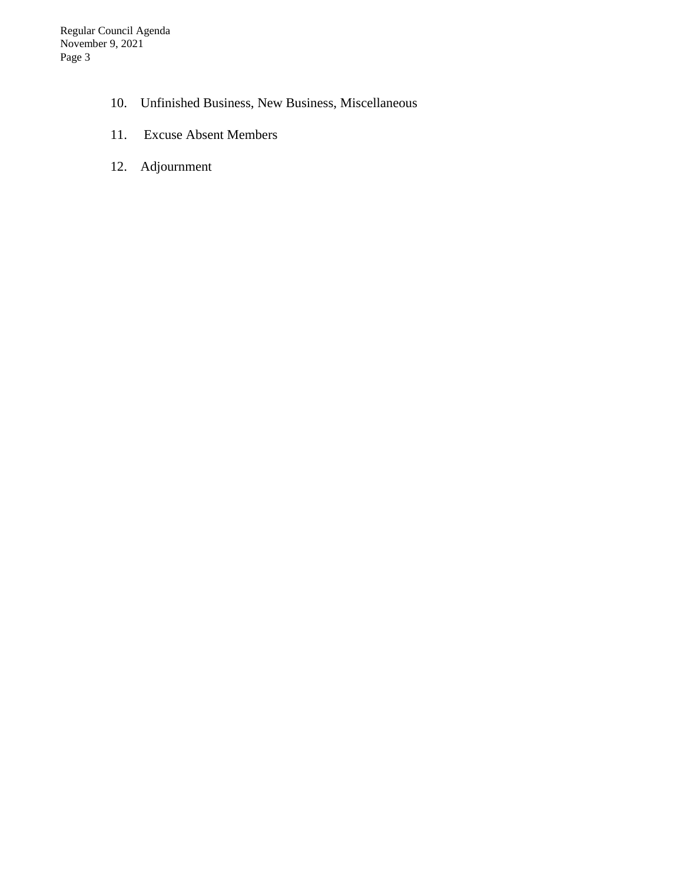10. Unfinished Business, New Business, Miscellaneous

11. Excuse Absent Members

12. Adjournment